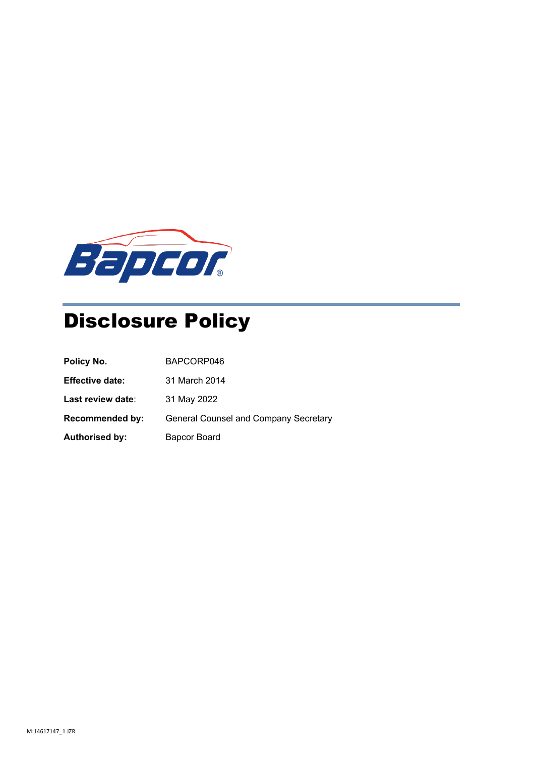# Disclosure Policy

| | |
|---|---|
| **Policy No.** | BAPCORP046 |
| **Effective date:** | 31 March 2014 |
| **Last review date**: | 31 May 2022 |
| **Recommended by:** | General Counsel and Company Secretary |
| **Authorised by:** | Bapcor Board |

M:14617147_1 JZR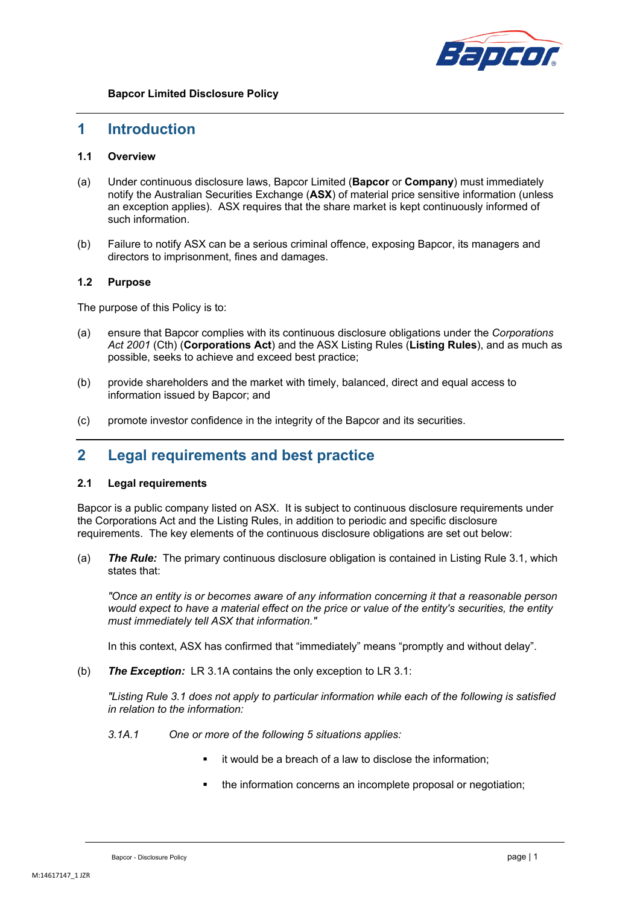**Bapcor Limited Disclosure Policy**

# 1 Introduction

### 1.1 Overview

(a) Under continuous disclosure laws, Bapcor Limited (**Bapcor** or **Company**) must immediately notify the Australian Securities Exchange (**ASX**) of material price sensitive information (unless an exception applies). ASX requires that the share market is kept continuously informed of such information.

(b) Failure to notify ASX can be a serious criminal offence, exposing Bapcor, its managers and directors to imprisonment, fines and damages.

### 1.2 Purpose

The purpose of this Policy is to:

(a) ensure that Bapcor complies with its continuous disclosure obligations under the *Corporations Act 2001* (Cth) (**Corporations Act**) and the ASX Listing Rules (**Listing Rules**), and as much as possible, seeks to achieve and exceed best practice;

(b) provide shareholders and the market with timely, balanced, direct and equal access to information issued by Bapcor; and

(c) promote investor confidence in the integrity of the Bapcor and its securities.

# 2 Legal requirements and best practice

### 2.1 Legal requirements

Bapcor is a public company listed on ASX. It is subject to continuous disclosure requirements under the Corporations Act and the Listing Rules, in addition to periodic and specific disclosure requirements. The key elements of the continuous disclosure obligations are set out below:

(a) ***The Rule:*** The primary continuous disclosure obligation is contained in Listing Rule 3.1, which states that:

*"Once an entity is or becomes aware of any information concerning it that a reasonable person would expect to have a material effect on the price or value of the entity's securities, the entity must immediately tell ASX that information."*

In this context, ASX has confirmed that "immediately" means "promptly and without delay".

(b) ***The Exception:*** LR 3.1A contains the only exception to LR 3.1:

*"Listing Rule 3.1 does not apply to particular information while each of the following is satisfied in relation to the information:*

*3.1A.1 One or more of the following 5 situations applies:*

- it would be a breach of a law to disclose the information;
- the information concerns an incomplete proposal or negotiation;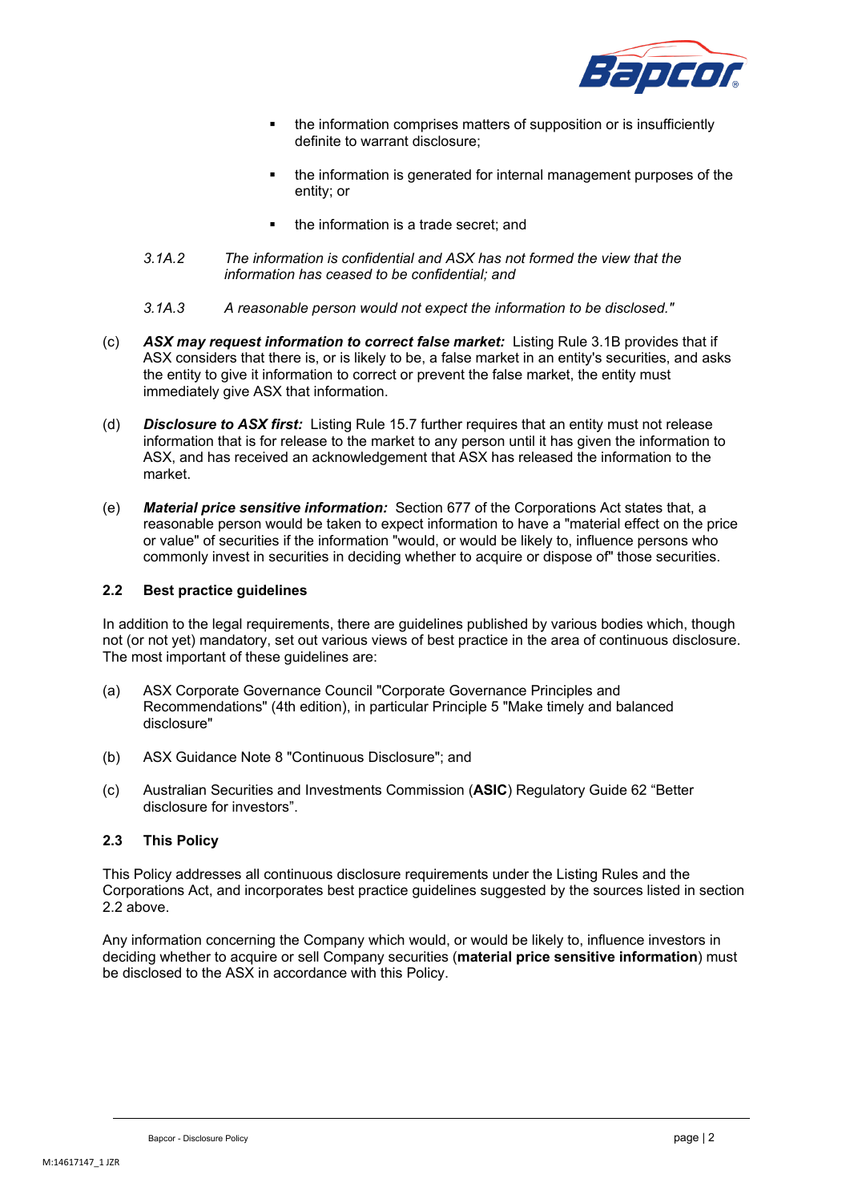- the information comprises matters of supposition or is insufficiently definite to warrant disclosure;
- the information is generated for internal management purposes of the entity; or
- the information is a trade secret; and

*3.1A.2 The information is confidential and ASX has not formed the view that the information has ceased to be confidential; and*

*3.1A.3 A reasonable person would not expect the information to be disclosed."*

(c) ***ASX may request information to correct false market:*** Listing Rule 3.1B provides that if ASX considers that there is, or is likely to be, a false market in an entity's securities, and asks the entity to give it information to correct or prevent the false market, the entity must immediately give ASX that information.

(d) ***Disclosure to ASX first:*** Listing Rule 15.7 further requires that an entity must not release information that is for release to the market to any person until it has given the information to ASX, and has received an acknowledgement that ASX has released the information to the market.

(e) ***Material price sensitive information:*** Section 677 of the Corporations Act states that, a reasonable person would be taken to expect information to have a "material effect on the price or value" of securities if the information "would, or would be likely to, influence persons who commonly invest in securities in deciding whether to acquire or dispose of" those securities.

### 2.2 Best practice guidelines

In addition to the legal requirements, there are guidelines published by various bodies which, though not (or not yet) mandatory, set out various views of best practice in the area of continuous disclosure. The most important of these guidelines are:

(a) ASX Corporate Governance Council "Corporate Governance Principles and Recommendations" (4th edition), in particular Principle 5 "Make timely and balanced disclosure"

(b) ASX Guidance Note 8 "Continuous Disclosure"; and

(c) Australian Securities and Investments Commission (**ASIC**) Regulatory Guide 62 "Better disclosure for investors".

### 2.3 This Policy

This Policy addresses all continuous disclosure requirements under the Listing Rules and the Corporations Act, and incorporates best practice guidelines suggested by the sources listed in section 2.2 above.

Any information concerning the Company which would, or would be likely to, influence investors in deciding whether to acquire or sell Company securities (**material price sensitive information**) must be disclosed to the ASX in accordance with this Policy.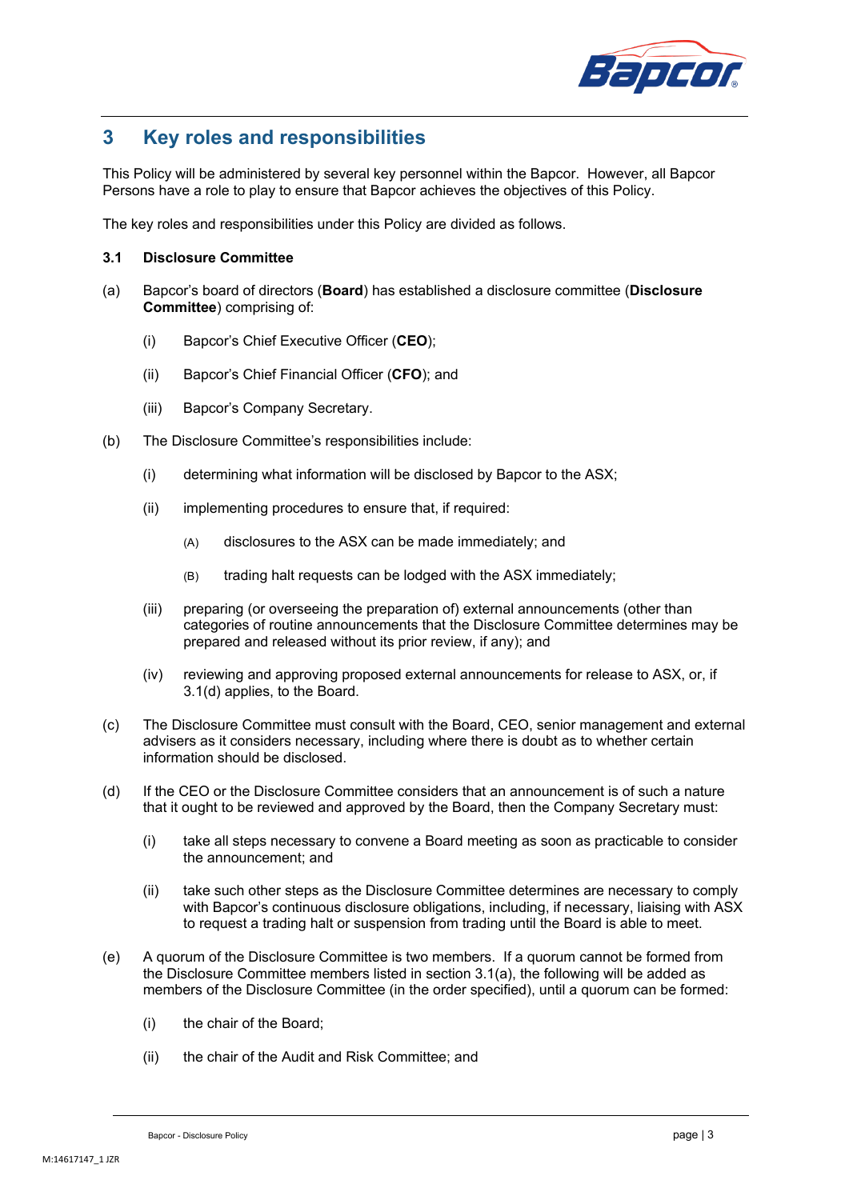## 3 Key roles and responsibilities

This Policy will be administered by several key personnel within the Bapcor. However, all Bapcor Persons have a role to play to ensure that Bapcor achieves the objectives of this Policy.

The key roles and responsibilities under this Policy are divided as follows.

### 3.1 Disclosure Committee

(a) Bapcor's board of directors (**Board**) has established a disclosure committee (**Disclosure Committee**) comprising of:

  (i) Bapcor's Chief Executive Officer (**CEO**);

  (ii) Bapcor's Chief Financial Officer (**CFO**); and

  (iii) Bapcor's Company Secretary.

(b) The Disclosure Committee's responsibilities include:

  (i) determining what information will be disclosed by Bapcor to the ASX;

  (ii) implementing procedures to ensure that, if required:

    (A) disclosures to the ASX can be made immediately; and

    (B) trading halt requests can be lodged with the ASX immediately;

  (iii) preparing (or overseeing the preparation of) external announcements (other than categories of routine announcements that the Disclosure Committee determines may be prepared and released without its prior review, if any); and

  (iv) reviewing and approving proposed external announcements for release to ASX, or, if 3.1(d) applies, to the Board.

(c) The Disclosure Committee must consult with the Board, CEO, senior management and external advisers as it considers necessary, including where there is doubt as to whether certain information should be disclosed.

(d) If the CEO or the Disclosure Committee considers that an announcement is of such a nature that it ought to be reviewed and approved by the Board, then the Company Secretary must:

  (i) take all steps necessary to convene a Board meeting as soon as practicable to consider the announcement; and

  (ii) take such other steps as the Disclosure Committee determines are necessary to comply with Bapcor's continuous disclosure obligations, including, if necessary, liaising with ASX to request a trading halt or suspension from trading until the Board is able to meet.

(e) A quorum of the Disclosure Committee is two members. If a quorum cannot be formed from the Disclosure Committee members listed in section 3.1(a), the following will be added as members of the Disclosure Committee (in the order specified), until a quorum can be formed:

  (i) the chair of the Board;

  (ii) the chair of the Audit and Risk Committee; and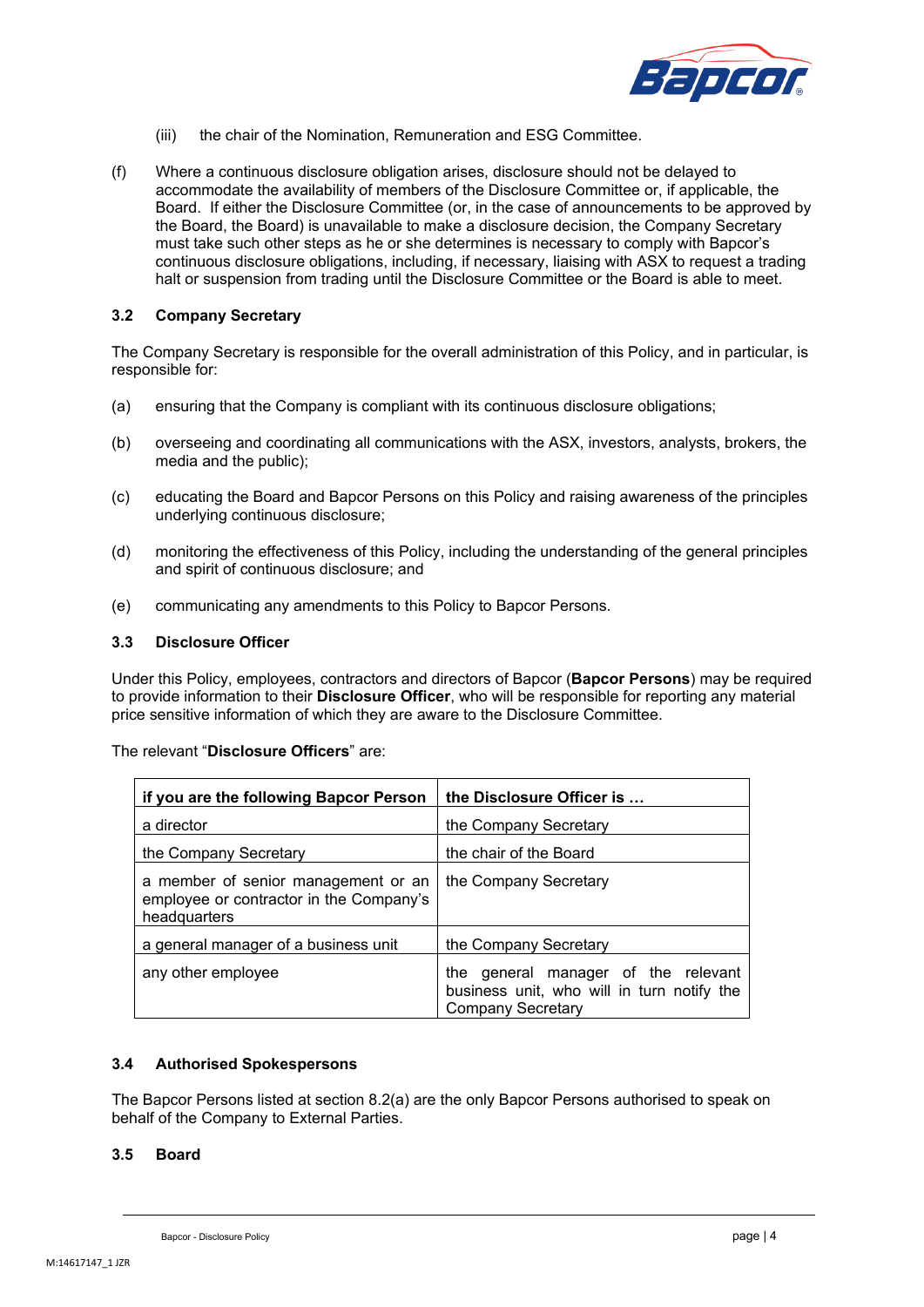(iii) the chair of the Nomination, Remuneration and ESG Committee.

(f) Where a continuous disclosure obligation arises, disclosure should not be delayed to accommodate the availability of members of the Disclosure Committee or, if applicable, the Board. If either the Disclosure Committee (or, in the case of announcements to be approved by the Board, the Board) is unavailable to make a disclosure decision, the Company Secretary must take such other steps as he or she determines is necessary to comply with Bapcor's continuous disclosure obligations, including, if necessary, liaising with ASX to request a trading halt or suspension from trading until the Disclosure Committee or the Board is able to meet.

### 3.2 Company Secretary

The Company Secretary is responsible for the overall administration of this Policy, and in particular, is responsible for:

(a) ensuring that the Company is compliant with its continuous disclosure obligations;

(b) overseeing and coordinating all communications with the ASX, investors, analysts, brokers, the media and the public);

(c) educating the Board and Bapcor Persons on this Policy and raising awareness of the principles underlying continuous disclosure;

(d) monitoring the effectiveness of this Policy, including the understanding of the general principles and spirit of continuous disclosure; and

(e) communicating any amendments to this Policy to Bapcor Persons.

### 3.3 Disclosure Officer

Under this Policy, employees, contractors and directors of Bapcor (**Bapcor Persons**) may be required to provide information to their **Disclosure Officer**, who will be responsible for reporting any material price sensitive information of which they are aware to the Disclosure Committee.

The relevant "**Disclosure Officers**" are:

| if you are the following Bapcor Person | the Disclosure Officer is … |
|---|---|
| a director | the Company Secretary |
| the Company Secretary | the chair of the Board |
| a member of senior management or an employee or contractor in the Company's headquarters | the Company Secretary |
| a general manager of a business unit | the Company Secretary |
| any other employee | the general manager of the relevant business unit, who will in turn notify the Company Secretary |

### 3.4 Authorised Spokespersons

The Bapcor Persons listed at section 8.2(a) are the only Bapcor Persons authorised to speak on behalf of the Company to External Parties.

### 3.5 Board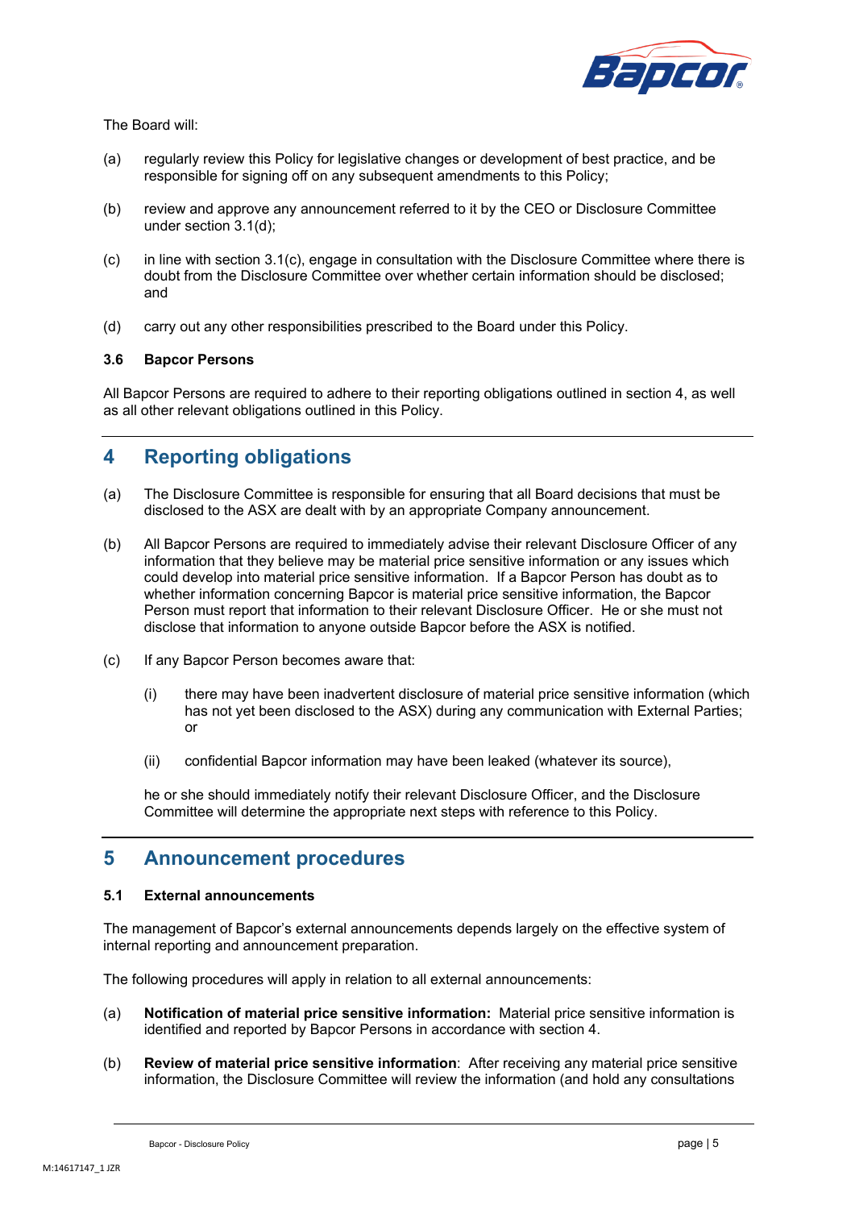The Board will:

(a) regularly review this Policy for legislative changes or development of best practice, and be responsible for signing off on any subsequent amendments to this Policy;

(b) review and approve any announcement referred to it by the CEO or Disclosure Committee under section 3.1(d);

(c) in line with section 3.1(c), engage in consultation with the Disclosure Committee where there is doubt from the Disclosure Committee over whether certain information should be disclosed; and

(d) carry out any other responsibilities prescribed to the Board under this Policy.

### 3.6 Bapcor Persons

All Bapcor Persons are required to adhere to their reporting obligations outlined in section 4, as well as all other relevant obligations outlined in this Policy.

## 4 Reporting obligations

(a) The Disclosure Committee is responsible for ensuring that all Board decisions that must be disclosed to the ASX are dealt with by an appropriate Company announcement.

(b) All Bapcor Persons are required to immediately advise their relevant Disclosure Officer of any information that they believe may be material price sensitive information or any issues which could develop into material price sensitive information. If a Bapcor Person has doubt as to whether information concerning Bapcor is material price sensitive information, the Bapcor Person must report that information to their relevant Disclosure Officer. He or she must not disclose that information to anyone outside Bapcor before the ASX is notified.

(c) If any Bapcor Person becomes aware that:

(i) there may have been inadvertent disclosure of material price sensitive information (which has not yet been disclosed to the ASX) during any communication with External Parties; or

(ii) confidential Bapcor information may have been leaked (whatever its source),

he or she should immediately notify their relevant Disclosure Officer, and the Disclosure Committee will determine the appropriate next steps with reference to this Policy.

## 5 Announcement procedures

### 5.1 External announcements

The management of Bapcor's external announcements depends largely on the effective system of internal reporting and announcement preparation.

The following procedures will apply in relation to all external announcements:

(a) **Notification of material price sensitive information:** Material price sensitive information is identified and reported by Bapcor Persons in accordance with section 4.

(b) **Review of material price sensitive information**: After receiving any material price sensitive information, the Disclosure Committee will review the information (and hold any consultations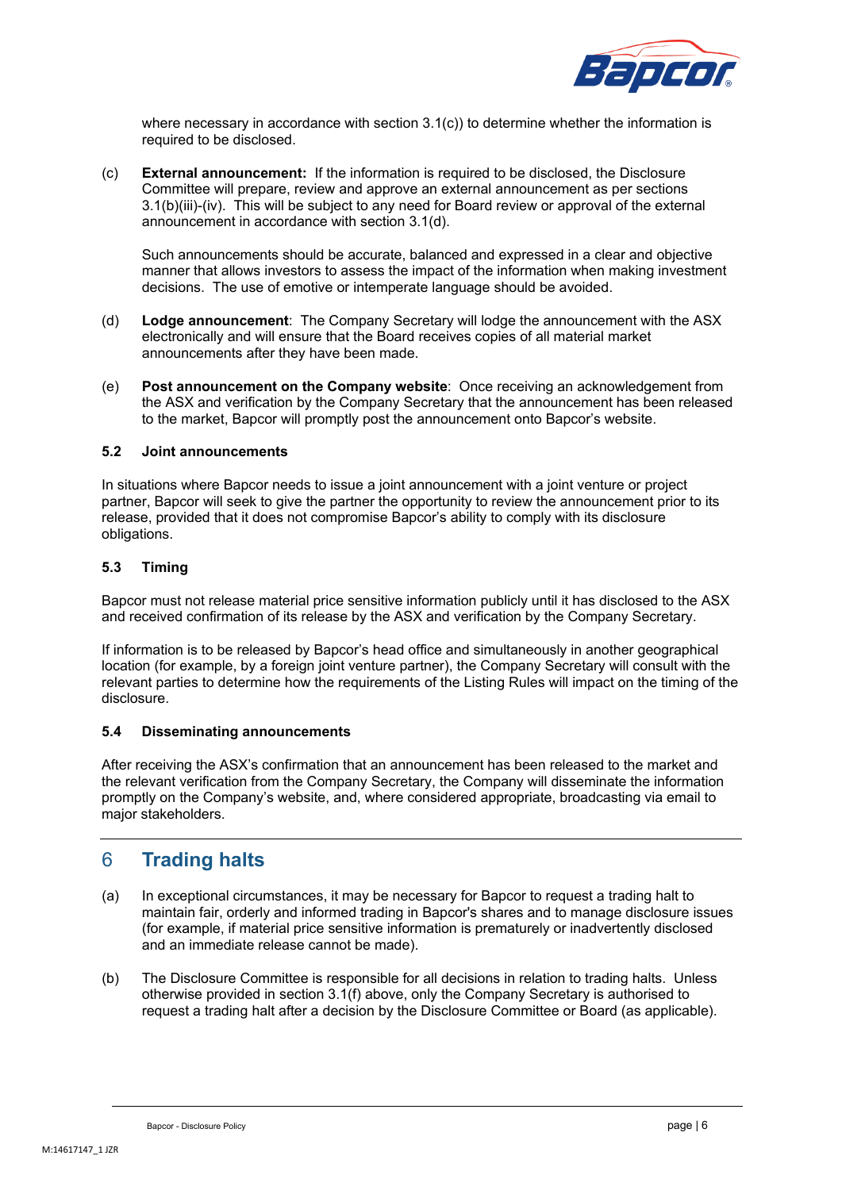where necessary in accordance with section 3.1(c)) to determine whether the information is required to be disclosed.

(c) **External announcement:** If the information is required to be disclosed, the Disclosure Committee will prepare, review and approve an external announcement as per sections 3.1(b)(iii)-(iv). This will be subject to any need for Board review or approval of the external announcement in accordance with section 3.1(d).

Such announcements should be accurate, balanced and expressed in a clear and objective manner that allows investors to assess the impact of the information when making investment decisions. The use of emotive or intemperate language should be avoided.

(d) **Lodge announcement**: The Company Secretary will lodge the announcement with the ASX electronically and will ensure that the Board receives copies of all material market announcements after they have been made.

(e) **Post announcement on the Company website**: Once receiving an acknowledgement from the ASX and verification by the Company Secretary that the announcement has been released to the market, Bapcor will promptly post the announcement onto Bapcor's website.

### 5.2 Joint announcements

In situations where Bapcor needs to issue a joint announcement with a joint venture or project partner, Bapcor will seek to give the partner the opportunity to review the announcement prior to its release, provided that it does not compromise Bapcor's ability to comply with its disclosure obligations.

### 5.3 Timing

Bapcor must not release material price sensitive information publicly until it has disclosed to the ASX and received confirmation of its release by the ASX and verification by the Company Secretary.

If information is to be released by Bapcor's head office and simultaneously in another geographical location (for example, by a foreign joint venture partner), the Company Secretary will consult with the relevant parties to determine how the requirements of the Listing Rules will impact on the timing of the disclosure.

### 5.4 Disseminating announcements

After receiving the ASX's confirmation that an announcement has been released to the market and the relevant verification from the Company Secretary, the Company will disseminate the information promptly on the Company's website, and, where considered appropriate, broadcasting via email to major stakeholders.

## 6 Trading halts

(a) In exceptional circumstances, it may be necessary for Bapcor to request a trading halt to maintain fair, orderly and informed trading in Bapcor's shares and to manage disclosure issues (for example, if material price sensitive information is prematurely or inadvertently disclosed and an immediate release cannot be made).

(b) The Disclosure Committee is responsible for all decisions in relation to trading halts. Unless otherwise provided in section 3.1(f) above, only the Company Secretary is authorised to request a trading halt after a decision by the Disclosure Committee or Board (as applicable).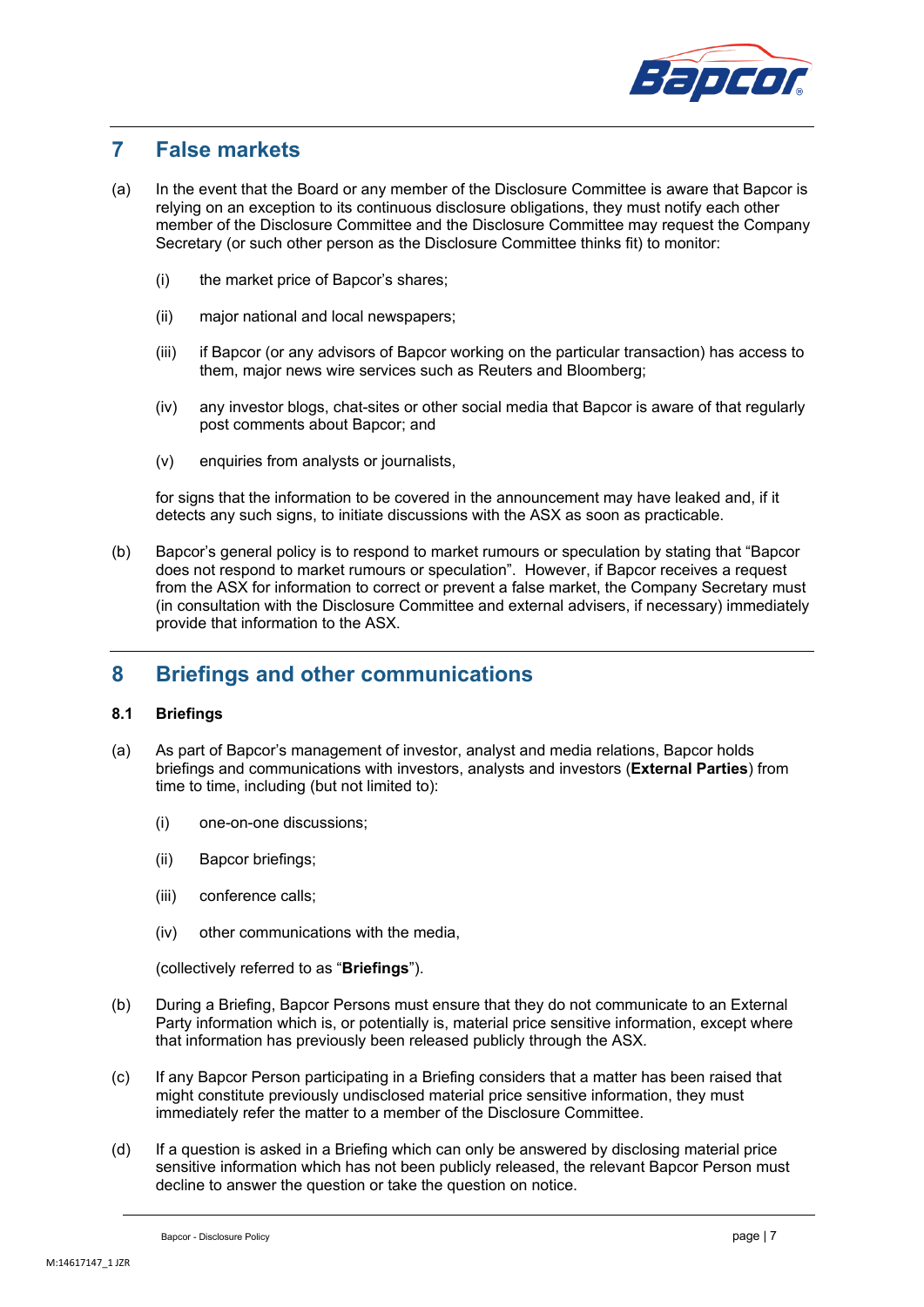## 7 False markets

(a) In the event that the Board or any member of the Disclosure Committee is aware that Bapcor is relying on an exception to its continuous disclosure obligations, they must notify each other member of the Disclosure Committee and the Disclosure Committee may request the Company Secretary (or such other person as the Disclosure Committee thinks fit) to monitor:

(i) the market price of Bapcor's shares;

(ii) major national and local newspapers;

(iii) if Bapcor (or any advisors of Bapcor working on the particular transaction) has access to them, major news wire services such as Reuters and Bloomberg;

(iv) any investor blogs, chat-sites or other social media that Bapcor is aware of that regularly post comments about Bapcor; and

(v) enquiries from analysts or journalists,

for signs that the information to be covered in the announcement may have leaked and, if it detects any such signs, to initiate discussions with the ASX as soon as practicable.

(b) Bapcor's general policy is to respond to market rumours or speculation by stating that "Bapcor does not respond to market rumours or speculation". However, if Bapcor receives a request from the ASX for information to correct or prevent a false market, the Company Secretary must (in consultation with the Disclosure Committee and external advisers, if necessary) immediately provide that information to the ASX.

## 8 Briefings and other communications

### 8.1 Briefings

(a) As part of Bapcor's management of investor, analyst and media relations, Bapcor holds briefings and communications with investors, analysts and investors (**External Parties**) from time to time, including (but not limited to):

(i) one-on-one discussions;

(ii) Bapcor briefings;

(iii) conference calls;

(iv) other communications with the media,

(collectively referred to as "**Briefings**").

(b) During a Briefing, Bapcor Persons must ensure that they do not communicate to an External Party information which is, or potentially is, material price sensitive information, except where that information has previously been released publicly through the ASX.

(c) If any Bapcor Person participating in a Briefing considers that a matter has been raised that might constitute previously undisclosed material price sensitive information, they must immediately refer the matter to a member of the Disclosure Committee.

(d) If a question is asked in a Briefing which can only be answered by disclosing material price sensitive information which has not been publicly released, the relevant Bapcor Person must decline to answer the question or take the question on notice.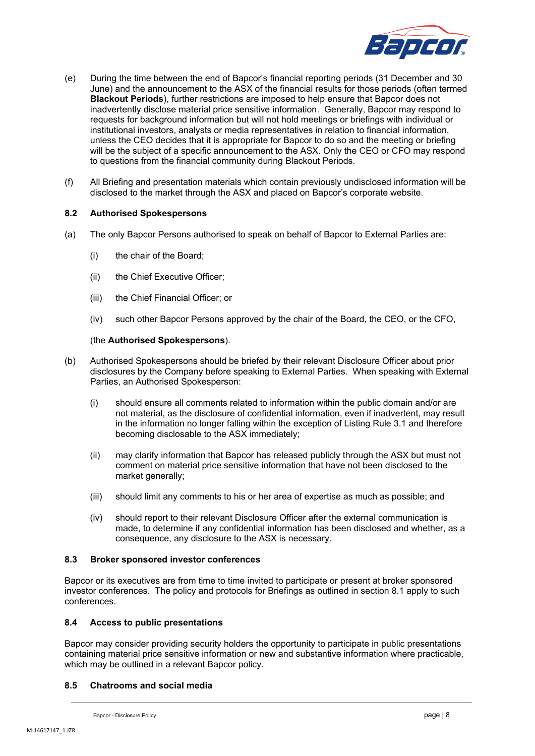(e) During the time between the end of Bapcor's financial reporting periods (31 December and 30 June) and the announcement to the ASX of the financial results for those periods (often termed **Blackout Periods**), further restrictions are imposed to help ensure that Bapcor does not inadvertently disclose material price sensitive information. Generally, Bapcor may respond to requests for background information but will not hold meetings or briefings with individual or institutional investors, analysts or media representatives in relation to financial information, unless the CEO decides that it is appropriate for Bapcor to do so and the meeting or briefing will be the subject of a specific announcement to the ASX. Only the CEO or CFO may respond to questions from the financial community during Blackout Periods.

(f) All Briefing and presentation materials which contain previously undisclosed information will be disclosed to the market through the ASX and placed on Bapcor's corporate website.

### 8.2 Authorised Spokespersons

(a) The only Bapcor Persons authorised to speak on behalf of Bapcor to External Parties are:

(i) the chair of the Board;

(ii) the Chief Executive Officer;

(iii) the Chief Financial Officer; or

(iv) such other Bapcor Persons approved by the chair of the Board, the CEO, or the CFO,

(the **Authorised Spokespersons**).

(b) Authorised Spokespersons should be briefed by their relevant Disclosure Officer about prior disclosures by the Company before speaking to External Parties. When speaking with External Parties, an Authorised Spokesperson:

(i) should ensure all comments related to information within the public domain and/or are not material, as the disclosure of confidential information, even if inadvertent, may result in the information no longer falling within the exception of Listing Rule 3.1 and therefore becoming disclosable to the ASX immediately;

(ii) may clarify information that Bapcor has released publicly through the ASX but must not comment on material price sensitive information that have not been disclosed to the market generally;

(iii) should limit any comments to his or her area of expertise as much as possible; and

(iv) should report to their relevant Disclosure Officer after the external communication is made, to determine if any confidential information has been disclosed and whether, as a consequence, any disclosure to the ASX is necessary.

### 8.3 Broker sponsored investor conferences

Bapcor or its executives are from time to time invited to participate or present at broker sponsored investor conferences. The policy and protocols for Briefings as outlined in section 8.1 apply to such conferences.

### 8.4 Access to public presentations

Bapcor may consider providing security holders the opportunity to participate in public presentations containing material price sensitive information or new and substantive information where practicable, which may be outlined in a relevant Bapcor policy.

### 8.5 Chatrooms and social media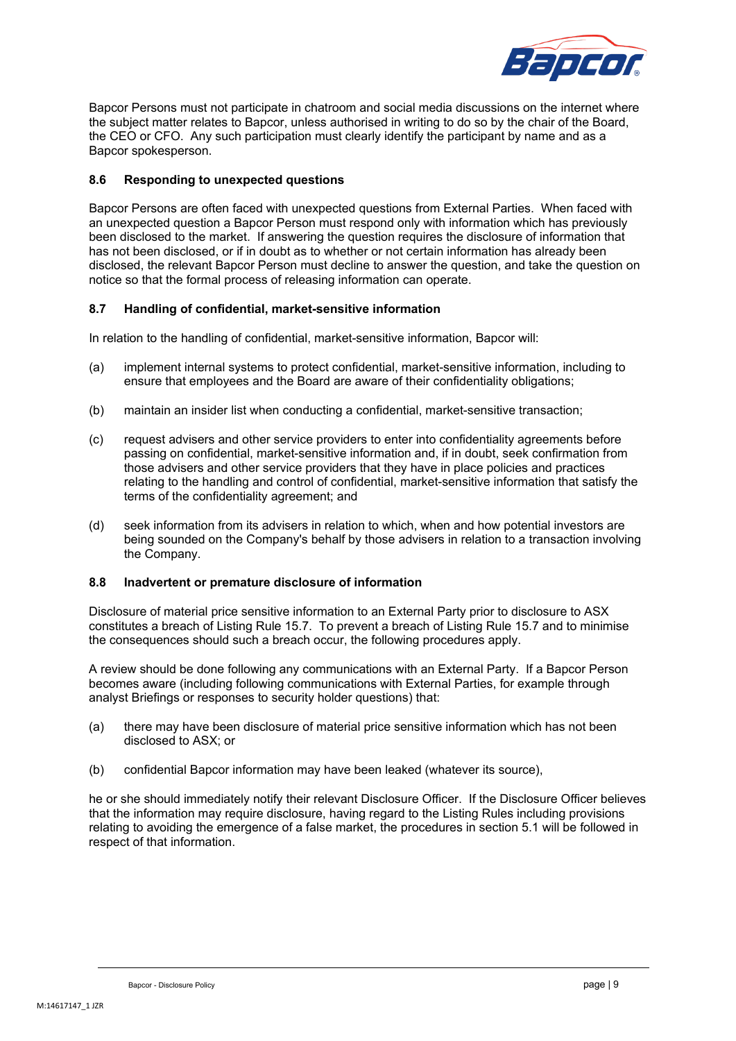Bapcor Persons must not participate in chatroom and social media discussions on the internet where the subject matter relates to Bapcor, unless authorised in writing to do so by the chair of the Board, the CEO or CFO. Any such participation must clearly identify the participant by name and as a Bapcor spokesperson.

### 8.6 Responding to unexpected questions

Bapcor Persons are often faced with unexpected questions from External Parties. When faced with an unexpected question a Bapcor Person must respond only with information which has previously been disclosed to the market. If answering the question requires the disclosure of information that has not been disclosed, or if in doubt as to whether or not certain information has already been disclosed, the relevant Bapcor Person must decline to answer the question, and take the question on notice so that the formal process of releasing information can operate.

### 8.7 Handling of confidential, market-sensitive information

In relation to the handling of confidential, market-sensitive information, Bapcor will:

(a) implement internal systems to protect confidential, market-sensitive information, including to ensure that employees and the Board are aware of their confidentiality obligations;

(b) maintain an insider list when conducting a confidential, market-sensitive transaction;

(c) request advisers and other service providers to enter into confidentiality agreements before passing on confidential, market-sensitive information and, if in doubt, seek confirmation from those advisers and other service providers that they have in place policies and practices relating to the handling and control of confidential, market-sensitive information that satisfy the terms of the confidentiality agreement; and

(d) seek information from its advisers in relation to which, when and how potential investors are being sounded on the Company's behalf by those advisers in relation to a transaction involving the Company.

### 8.8 Inadvertent or premature disclosure of information

Disclosure of material price sensitive information to an External Party prior to disclosure to ASX constitutes a breach of Listing Rule 15.7. To prevent a breach of Listing Rule 15.7 and to minimise the consequences should such a breach occur, the following procedures apply.

A review should be done following any communications with an External Party. If a Bapcor Person becomes aware (including following communications with External Parties, for example through analyst Briefings or responses to security holder questions) that:

(a) there may have been disclosure of material price sensitive information which has not been disclosed to ASX; or

(b) confidential Bapcor information may have been leaked (whatever its source),

he or she should immediately notify their relevant Disclosure Officer. If the Disclosure Officer believes that the information may require disclosure, having regard to the Listing Rules including provisions relating to avoiding the emergence of a false market, the procedures in section 5.1 will be followed in respect of that information.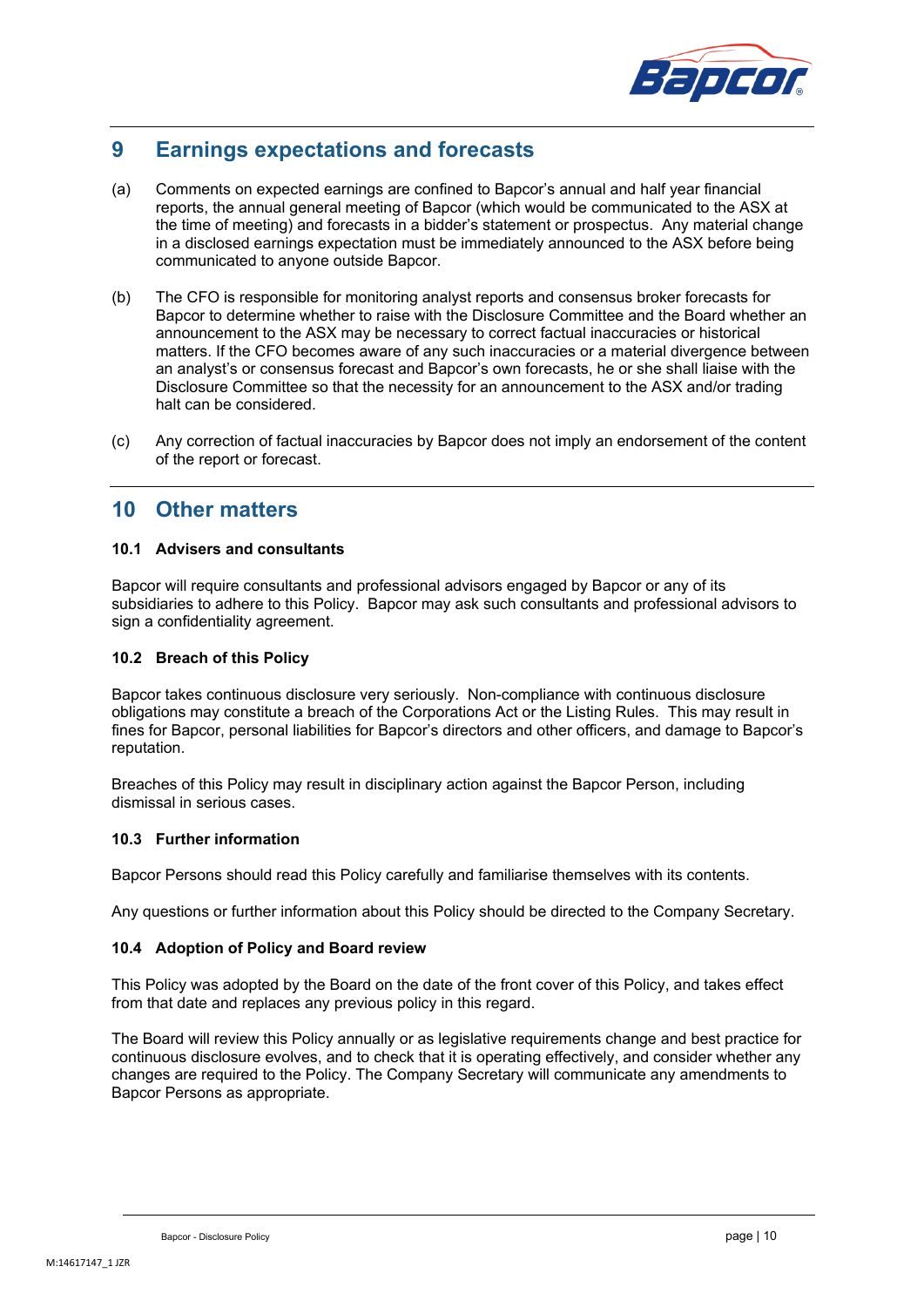## 9 Earnings expectations and forecasts

(a) Comments on expected earnings are confined to Bapcor's annual and half year financial reports, the annual general meeting of Bapcor (which would be communicated to the ASX at the time of meeting) and forecasts in a bidder's statement or prospectus. Any material change in a disclosed earnings expectation must be immediately announced to the ASX before being communicated to anyone outside Bapcor.

(b) The CFO is responsible for monitoring analyst reports and consensus broker forecasts for Bapcor to determine whether to raise with the Disclosure Committee and the Board whether an announcement to the ASX may be necessary to correct factual inaccuracies or historical matters. If the CFO becomes aware of any such inaccuracies or a material divergence between an analyst's or consensus forecast and Bapcor's own forecasts, he or she shall liaise with the Disclosure Committee so that the necessity for an announcement to the ASX and/or trading halt can be considered.

(c) Any correction of factual inaccuracies by Bapcor does not imply an endorsement of the content of the report or forecast.

## 10 Other matters

### 10.1 Advisers and consultants

Bapcor will require consultants and professional advisors engaged by Bapcor or any of its subsidiaries to adhere to this Policy. Bapcor may ask such consultants and professional advisors to sign a confidentiality agreement.

### 10.2 Breach of this Policy

Bapcor takes continuous disclosure very seriously. Non-compliance with continuous disclosure obligations may constitute a breach of the Corporations Act or the Listing Rules. This may result in fines for Bapcor, personal liabilities for Bapcor's directors and other officers, and damage to Bapcor's reputation.

Breaches of this Policy may result in disciplinary action against the Bapcor Person, including dismissal in serious cases.

### 10.3 Further information

Bapcor Persons should read this Policy carefully and familiarise themselves with its contents.

Any questions or further information about this Policy should be directed to the Company Secretary.

### 10.4 Adoption of Policy and Board review

This Policy was adopted by the Board on the date of the front cover of this Policy, and takes effect from that date and replaces any previous policy in this regard.

The Board will review this Policy annually or as legislative requirements change and best practice for continuous disclosure evolves, and to check that it is operating effectively, and consider whether any changes are required to the Policy. The Company Secretary will communicate any amendments to Bapcor Persons as appropriate.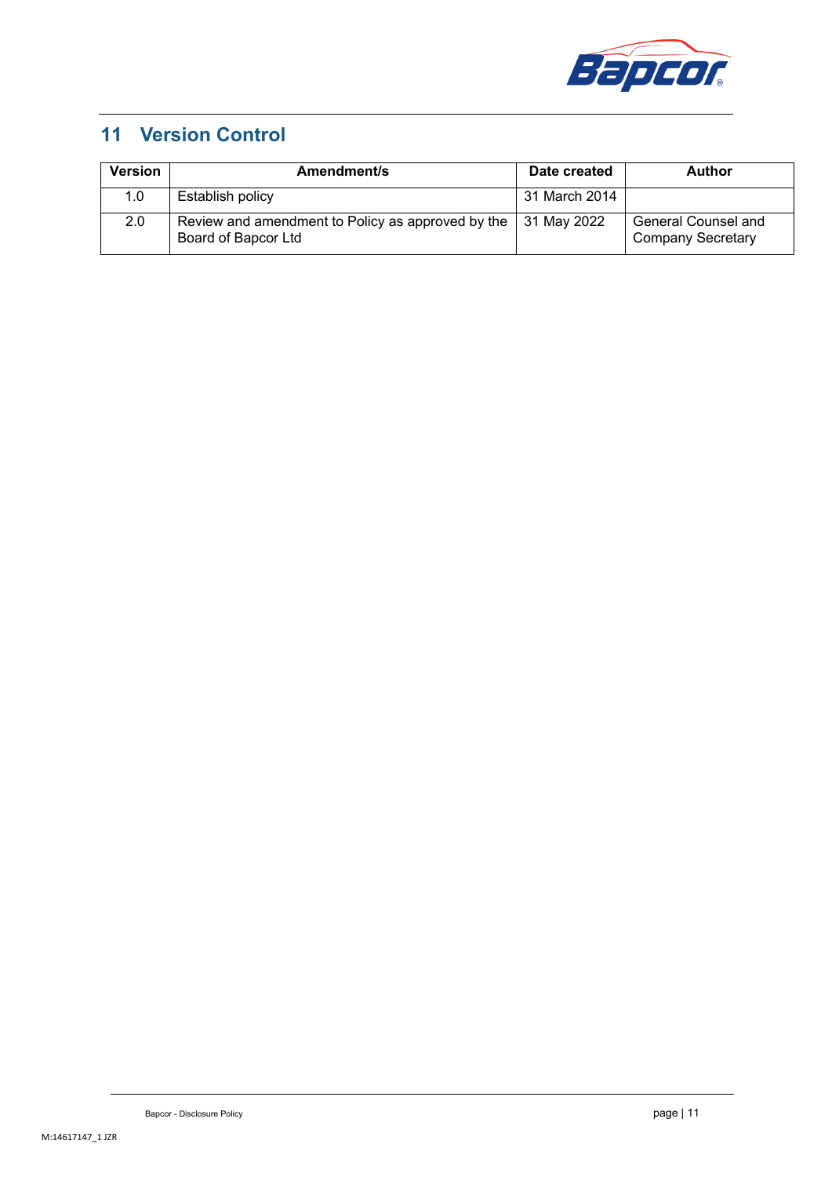## 11 Version Control

| Version | Amendment/s | Date created | Author |
|---|---|---|---|
| 1.0 | Establish policy | 31 March 2014 | |
| 2.0 | Review and amendment to Policy as approved by the Board of Bapcor Ltd | 31 May 2022 | General Counsel and Company Secretary |